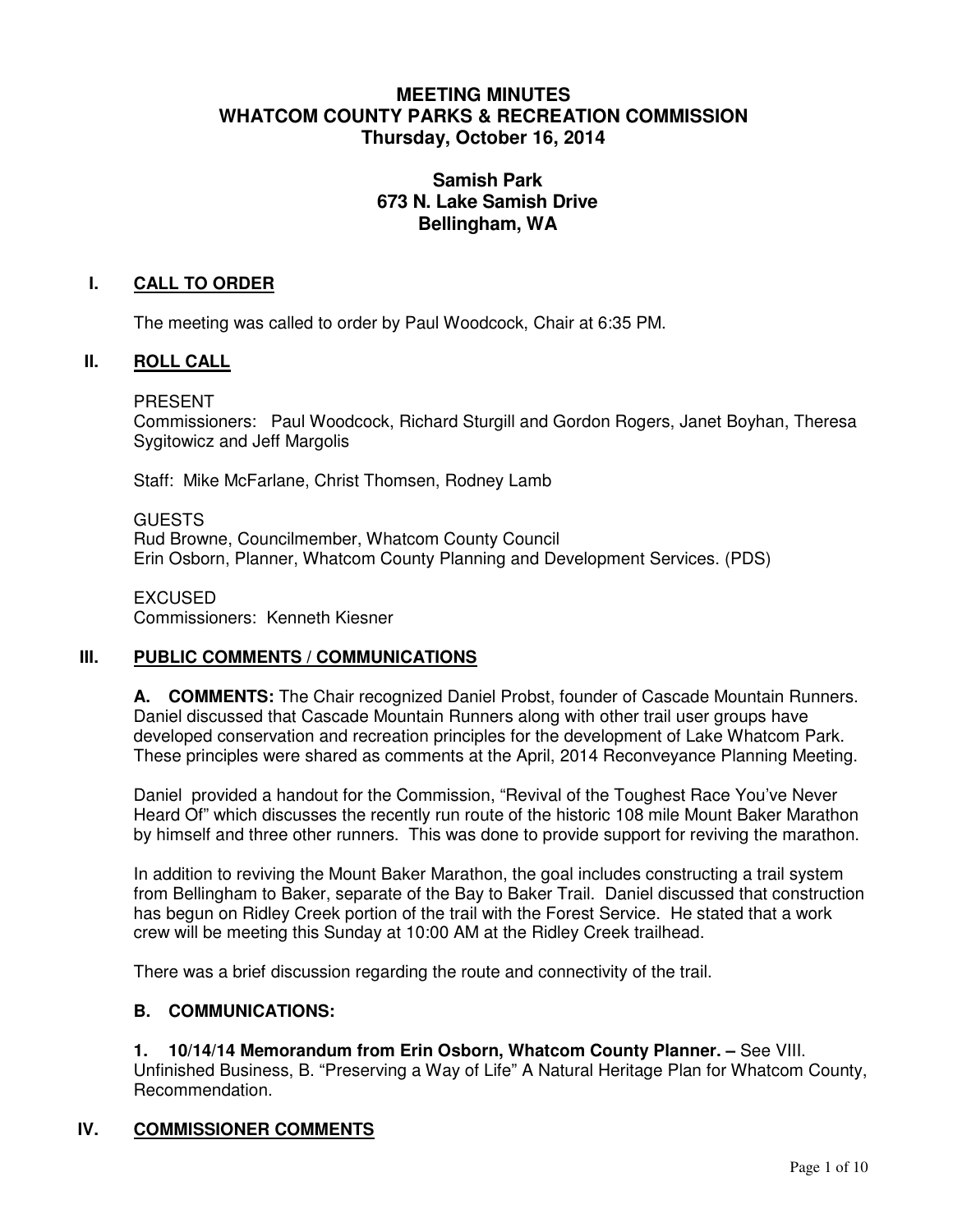# MEETING MINUTES
# WHATCOM COUNTY PARKS & RECREATION COMMISSION
# Thursday, October 16, 2014

### Samish Park
### 673 N. Lake Samish Drive
### Bellingham, WA

## I. CALL TO ORDER

The meeting was called to order by Paul Woodcock, Chair at 6:35 PM.

## II. ROLL CALL

PRESENT
Commissioners: Paul Woodcock, Richard Sturgill and Gordon Rogers, Janet Boyhan, Theresa Sygitowicz and Jeff Margolis

Staff: Mike McFarlane, Christ Thomsen, Rodney Lamb

GUESTS
Rud Browne, Councilmember, Whatcom County Council
Erin Osborn, Planner, Whatcom County Planning and Development Services. (PDS)

EXCUSED
Commissioners: Kenneth Kiesner

## III. PUBLIC COMMENTS / COMMUNICATIONS

**A. COMMENTS:** The Chair recognized Daniel Probst, founder of Cascade Mountain Runners. Daniel discussed that Cascade Mountain Runners along with other trail user groups have developed conservation and recreation principles for the development of Lake Whatcom Park. These principles were shared as comments at the April, 2014 Reconveyance Planning Meeting.

Daniel provided a handout for the Commission, "Revival of the Toughest Race You've Never Heard Of" which discusses the recently run route of the historic 108 mile Mount Baker Marathon by himself and three other runners. This was done to provide support for reviving the marathon.

In addition to reviving the Mount Baker Marathon, the goal includes constructing a trail system from Bellingham to Baker, separate of the Bay to Baker Trail. Daniel discussed that construction has begun on Ridley Creek portion of the trail with the Forest Service. He stated that a work crew will be meeting this Sunday at 10:00 AM at the Ridley Creek trailhead.

There was a brief discussion regarding the route and connectivity of the trail.

**B. COMMUNICATIONS:**

**1. 10/14/14 Memorandum from Erin Osborn, Whatcom County Planner. –** See VIII. Unfinished Business, B. "Preserving a Way of Life" A Natural Heritage Plan for Whatcom County, Recommendation.

## IV. COMMISSIONER COMMENTS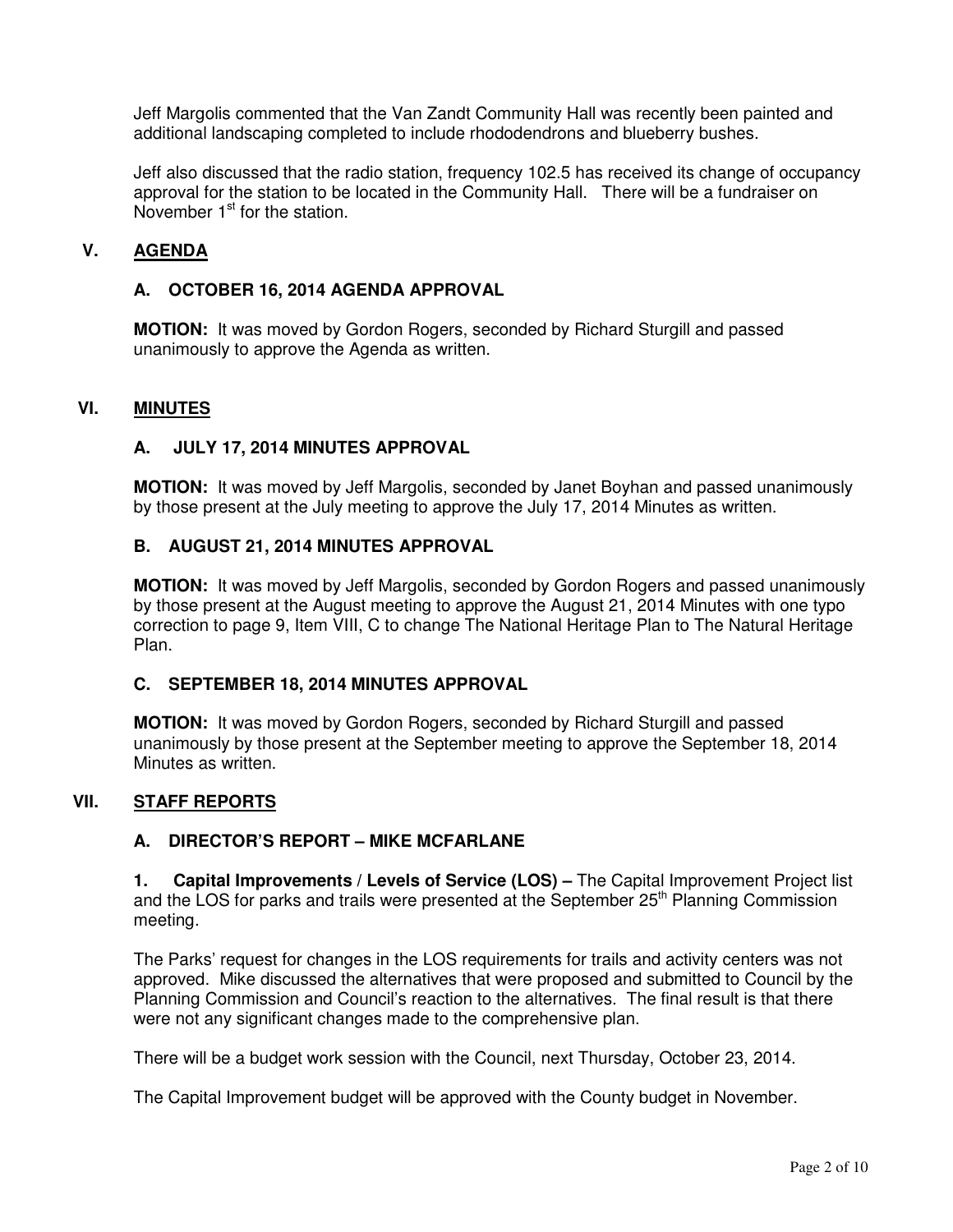Jeff Margolis commented that the Van Zandt Community Hall was recently been painted and additional landscaping completed to include rhododendrons and blueberry bushes.

Jeff also discussed that the radio station, frequency 102.5 has received its change of occupancy approval for the station to be located in the Community Hall. There will be a fundraiser on November 1st for the station.

## V. AGENDA

### A. OCTOBER 16, 2014 AGENDA APPROVAL

**MOTION:** It was moved by Gordon Rogers, seconded by Richard Sturgill and passed unanimously to approve the Agenda as written.

## VI. MINUTES

### A. JULY 17, 2014 MINUTES APPROVAL

**MOTION:** It was moved by Jeff Margolis, seconded by Janet Boyhan and passed unanimously by those present at the July meeting to approve the July 17, 2014 Minutes as written.

### B. AUGUST 21, 2014 MINUTES APPROVAL

**MOTION:** It was moved by Jeff Margolis, seconded by Gordon Rogers and passed unanimously by those present at the August meeting to approve the August 21, 2014 Minutes with one typo correction to page 9, Item VIII, C to change The National Heritage Plan to The Natural Heritage Plan.

### C. SEPTEMBER 18, 2014 MINUTES APPROVAL

**MOTION:** It was moved by Gordon Rogers, seconded by Richard Sturgill and passed unanimously by those present at the September meeting to approve the September 18, 2014 Minutes as written.

## VII. STAFF REPORTS

### A. DIRECTOR'S REPORT – MIKE MCFARLANE

**1. Capital Improvements / Levels of Service (LOS) –** The Capital Improvement Project list and the LOS for parks and trails were presented at the September 25th Planning Commission meeting.

The Parks' request for changes in the LOS requirements for trails and activity centers was not approved. Mike discussed the alternatives that were proposed and submitted to Council by the Planning Commission and Council's reaction to the alternatives. The final result is that there were not any significant changes made to the comprehensive plan.

There will be a budget work session with the Council, next Thursday, October 23, 2014.

The Capital Improvement budget will be approved with the County budget in November.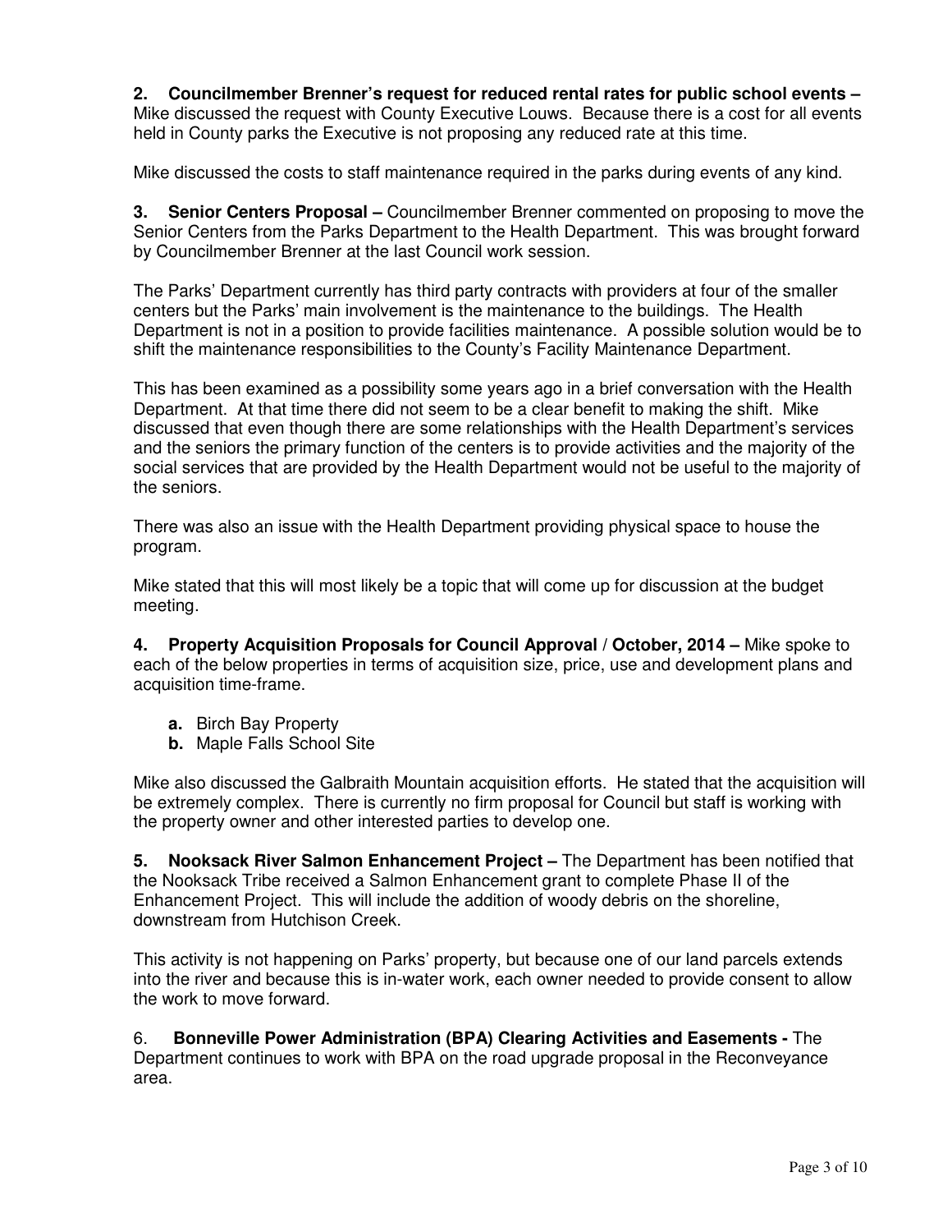**2. Councilmember Brenner's request for reduced rental rates for public school events –** Mike discussed the request with County Executive Louws. Because there is a cost for all events held in County parks the Executive is not proposing any reduced rate at this time.

Mike discussed the costs to staff maintenance required in the parks during events of any kind.

**3. Senior Centers Proposal –** Councilmember Brenner commented on proposing to move the Senior Centers from the Parks Department to the Health Department. This was brought forward by Councilmember Brenner at the last Council work session.

The Parks' Department currently has third party contracts with providers at four of the smaller centers but the Parks' main involvement is the maintenance to the buildings. The Health Department is not in a position to provide facilities maintenance. A possible solution would be to shift the maintenance responsibilities to the County's Facility Maintenance Department.

This has been examined as a possibility some years ago in a brief conversation with the Health Department. At that time there did not seem to be a clear benefit to making the shift. Mike discussed that even though there are some relationships with the Health Department's services and the seniors the primary function of the centers is to provide activities and the majority of the social services that are provided by the Health Department would not be useful to the majority of the seniors.

There was also an issue with the Health Department providing physical space to house the program.

Mike stated that this will most likely be a topic that will come up for discussion at the budget meeting.

**4. Property Acquisition Proposals for Council Approval / October, 2014 –** Mike spoke to each of the below properties in terms of acquisition size, price, use and development plans and acquisition time-frame.

- **a.** Birch Bay Property
- **b.** Maple Falls School Site

Mike also discussed the Galbraith Mountain acquisition efforts. He stated that the acquisition will be extremely complex. There is currently no firm proposal for Council but staff is working with the property owner and other interested parties to develop one.

**5. Nooksack River Salmon Enhancement Project –** The Department has been notified that the Nooksack Tribe received a Salmon Enhancement grant to complete Phase II of the Enhancement Project. This will include the addition of woody debris on the shoreline, downstream from Hutchison Creek.

This activity is not happening on Parks' property, but because one of our land parcels extends into the river and because this is in-water work, each owner needed to provide consent to allow the work to move forward.

6. **Bonneville Power Administration (BPA) Clearing Activities and Easements -** The Department continues to work with BPA on the road upgrade proposal in the Reconveyance area.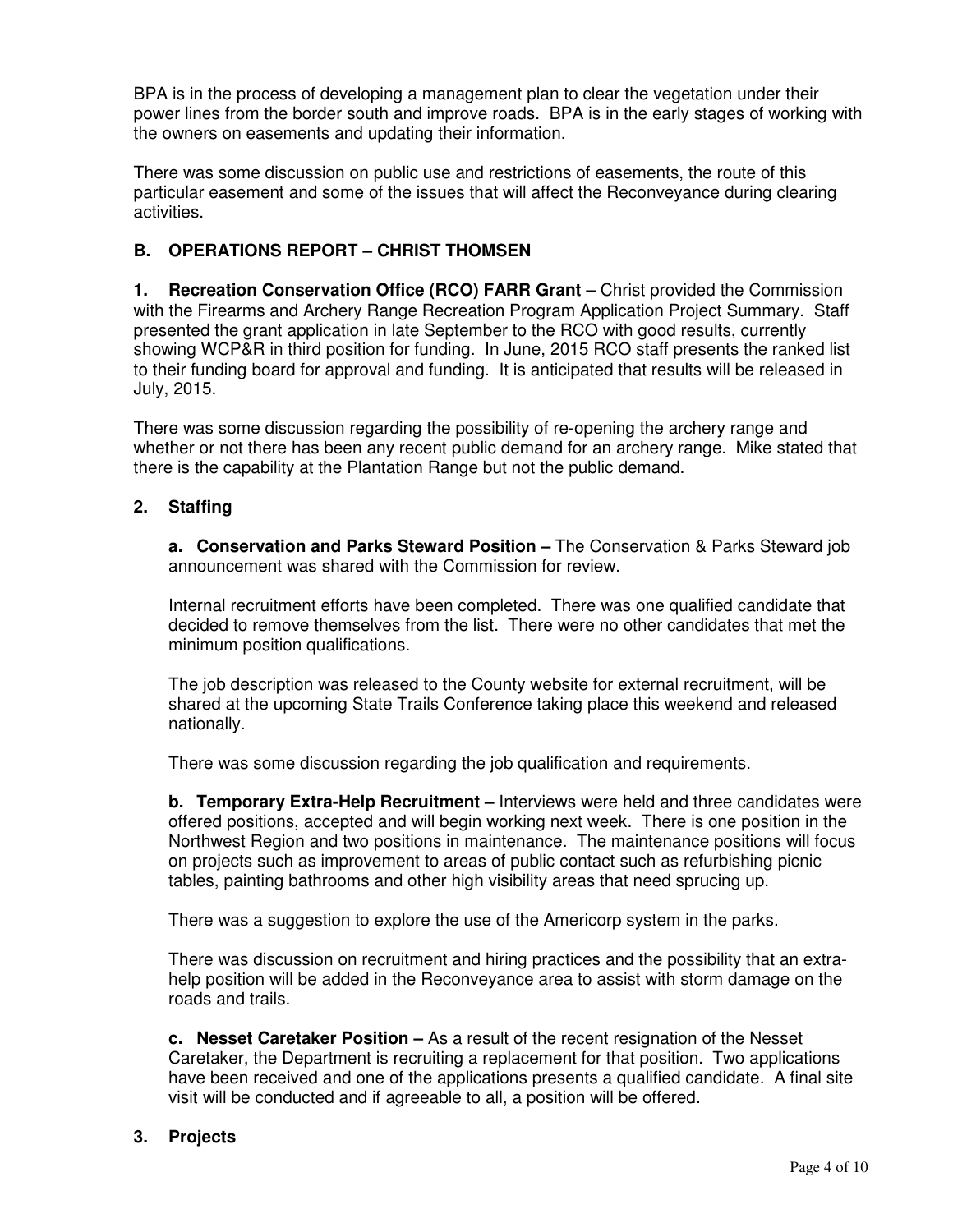BPA is in the process of developing a management plan to clear the vegetation under their power lines from the border south and improve roads. BPA is in the early stages of working with the owners on easements and updating their information.

There was some discussion on public use and restrictions of easements, the route of this particular easement and some of the issues that will affect the Reconveyance during clearing activities.

### B. OPERATIONS REPORT – CHRIST THOMSEN

**1. Recreation Conservation Office (RCO) FARR Grant –** Christ provided the Commission with the Firearms and Archery Range Recreation Program Application Project Summary. Staff presented the grant application in late September to the RCO with good results, currently showing WCP&R in third position for funding. In June, 2015 RCO staff presents the ranked list to their funding board for approval and funding. It is anticipated that results will be released in July, 2015.

There was some discussion regarding the possibility of re-opening the archery range and whether or not there has been any recent public demand for an archery range. Mike stated that there is the capability at the Plantation Range but not the public demand.

**2. Staffing**

**a. Conservation and Parks Steward Position –** The Conservation & Parks Steward job announcement was shared with the Commission for review.

Internal recruitment efforts have been completed. There was one qualified candidate that decided to remove themselves from the list. There were no other candidates that met the minimum position qualifications.

The job description was released to the County website for external recruitment, will be shared at the upcoming State Trails Conference taking place this weekend and released nationally.

There was some discussion regarding the job qualification and requirements.

**b. Temporary Extra-Help Recruitment –** Interviews were held and three candidates were offered positions, accepted and will begin working next week. There is one position in the Northwest Region and two positions in maintenance. The maintenance positions will focus on projects such as improvement to areas of public contact such as refurbishing picnic tables, painting bathrooms and other high visibility areas that need sprucing up.

There was a suggestion to explore the use of the Americorp system in the parks.

There was discussion on recruitment and hiring practices and the possibility that an extra-help position will be added in the Reconveyance area to assist with storm damage on the roads and trails.

**c. Nesset Caretaker Position –** As a result of the recent resignation of the Nesset Caretaker, the Department is recruiting a replacement for that position. Two applications have been received and one of the applications presents a qualified candidate. A final site visit will be conducted and if agreeable to all, a position will be offered.

**3. Projects**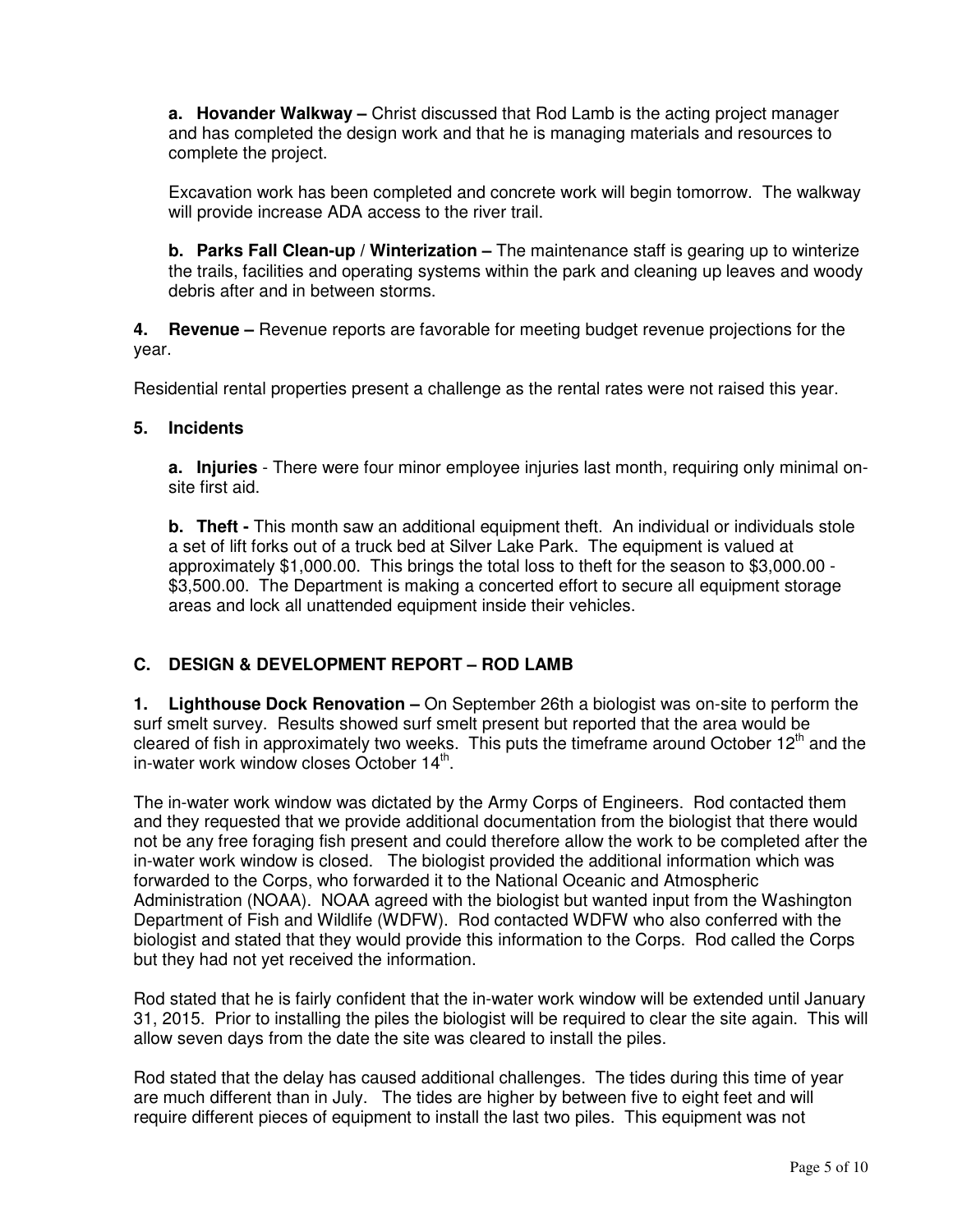**a. Hovander Walkway –** Christ discussed that Rod Lamb is the acting project manager and has completed the design work and that he is managing materials and resources to complete the project.

Excavation work has been completed and concrete work will begin tomorrow. The walkway will provide increase ADA access to the river trail.

**b. Parks Fall Clean-up / Winterization –** The maintenance staff is gearing up to winterize the trails, facilities and operating systems within the park and cleaning up leaves and woody debris after and in between storms.

**4. Revenue –** Revenue reports are favorable for meeting budget revenue projections for the year.

Residential rental properties present a challenge as the rental rates were not raised this year.

**5. Incidents**

**a. Injuries** - There were four minor employee injuries last month, requiring only minimal on-site first aid.

**b. Theft -** This month saw an additional equipment theft. An individual or individuals stole a set of lift forks out of a truck bed at Silver Lake Park. The equipment is valued at approximately $1,000.00. This brings the total loss to theft for the season to $3,000.00 - $3,500.00. The Department is making a concerted effort to secure all equipment storage areas and lock all unattended equipment inside their vehicles.

## C. DESIGN & DEVELOPMENT REPORT – ROD LAMB

**1. Lighthouse Dock Renovation –** On September 26th a biologist was on-site to perform the surf smelt survey. Results showed surf smelt present but reported that the area would be cleared of fish in approximately two weeks. This puts the timeframe around October 12th and the in-water work window closes October 14th.

The in-water work window was dictated by the Army Corps of Engineers. Rod contacted them and they requested that we provide additional documentation from the biologist that there would not be any free foraging fish present and could therefore allow the work to be completed after the in-water work window is closed. The biologist provided the additional information which was forwarded to the Corps, who forwarded it to the National Oceanic and Atmospheric Administration (NOAA). NOAA agreed with the biologist but wanted input from the Washington Department of Fish and Wildlife (WDFW). Rod contacted WDFW who also conferred with the biologist and stated that they would provide this information to the Corps. Rod called the Corps but they had not yet received the information.

Rod stated that he is fairly confident that the in-water work window will be extended until January 31, 2015. Prior to installing the piles the biologist will be required to clear the site again. This will allow seven days from the date the site was cleared to install the piles.

Rod stated that the delay has caused additional challenges. The tides during this time of year are much different than in July. The tides are higher by between five to eight feet and will require different pieces of equipment to install the last two piles. This equipment was not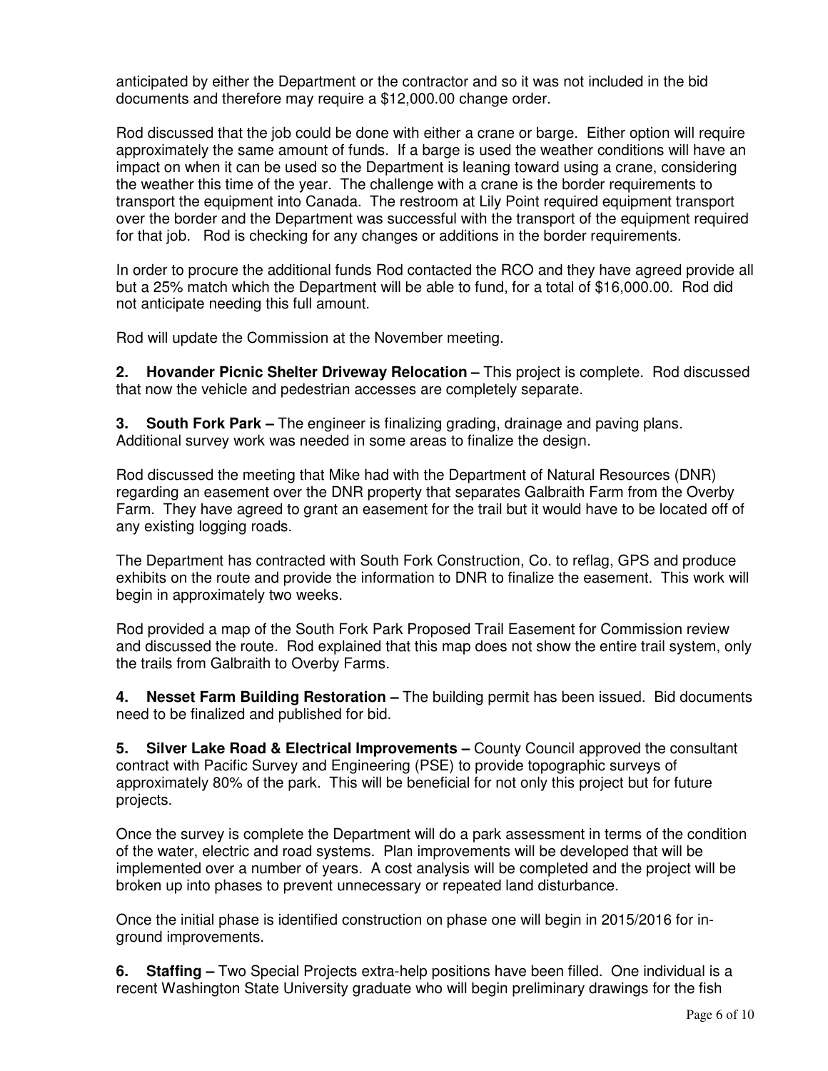anticipated by either the Department or the contractor and so it was not included in the bid documents and therefore may require a $12,000.00 change order.

Rod discussed that the job could be done with either a crane or barge. Either option will require approximately the same amount of funds. If a barge is used the weather conditions will have an impact on when it can be used so the Department is leaning toward using a crane, considering the weather this time of the year. The challenge with a crane is the border requirements to transport the equipment into Canada. The restroom at Lily Point required equipment transport over the border and the Department was successful with the transport of the equipment required for that job. Rod is checking for any changes or additions in the border requirements.

In order to procure the additional funds Rod contacted the RCO and they have agreed provide all but a 25% match which the Department will be able to fund, for a total of $16,000.00. Rod did not anticipate needing this full amount.

Rod will update the Commission at the November meeting.

**2. Hovander Picnic Shelter Driveway Relocation –** This project is complete. Rod discussed that now the vehicle and pedestrian accesses are completely separate.

**3. South Fork Park –** The engineer is finalizing grading, drainage and paving plans. Additional survey work was needed in some areas to finalize the design.

Rod discussed the meeting that Mike had with the Department of Natural Resources (DNR) regarding an easement over the DNR property that separates Galbraith Farm from the Overby Farm. They have agreed to grant an easement for the trail but it would have to be located off of any existing logging roads.

The Department has contracted with South Fork Construction, Co. to reflag, GPS and produce exhibits on the route and provide the information to DNR to finalize the easement. This work will begin in approximately two weeks.

Rod provided a map of the South Fork Park Proposed Trail Easement for Commission review and discussed the route. Rod explained that this map does not show the entire trail system, only the trails from Galbraith to Overby Farms.

**4. Nesset Farm Building Restoration –** The building permit has been issued. Bid documents need to be finalized and published for bid.

**5. Silver Lake Road & Electrical Improvements –** County Council approved the consultant contract with Pacific Survey and Engineering (PSE) to provide topographic surveys of approximately 80% of the park. This will be beneficial for not only this project but for future projects.

Once the survey is complete the Department will do a park assessment in terms of the condition of the water, electric and road systems. Plan improvements will be developed that will be implemented over a number of years. A cost analysis will be completed and the project will be broken up into phases to prevent unnecessary or repeated land disturbance.

Once the initial phase is identified construction on phase one will begin in 2015/2016 for in-ground improvements.

**6. Staffing –** Two Special Projects extra-help positions have been filled. One individual is a recent Washington State University graduate who will begin preliminary drawings for the fish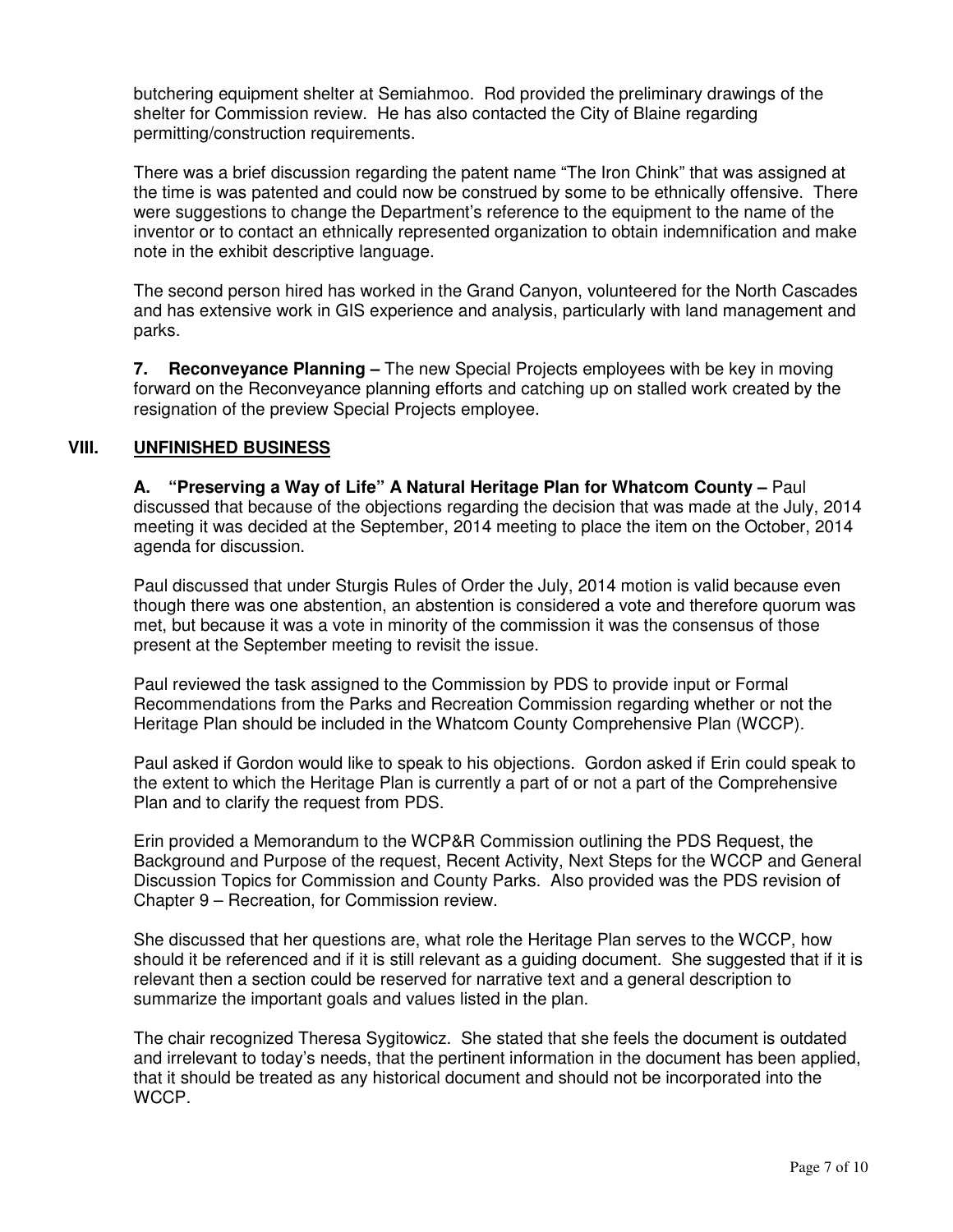butchering equipment shelter at Semiahmoo. Rod provided the preliminary drawings of the shelter for Commission review. He has also contacted the City of Blaine regarding permitting/construction requirements.

There was a brief discussion regarding the patent name "The Iron Chink" that was assigned at the time is was patented and could now be construed by some to be ethnically offensive. There were suggestions to change the Department's reference to the equipment to the name of the inventor or to contact an ethnically represented organization to obtain indemnification and make note in the exhibit descriptive language.

The second person hired has worked in the Grand Canyon, volunteered for the North Cascades and has extensive work in GIS experience and analysis, particularly with land management and parks.

**7. Reconveyance Planning –** The new Special Projects employees with be key in moving forward on the Reconveyance planning efforts and catching up on stalled work created by the resignation of the preview Special Projects employee.

## VIII. UNFINISHED BUSINESS

**A. "Preserving a Way of Life" A Natural Heritage Plan for Whatcom County –** Paul discussed that because of the objections regarding the decision that was made at the July, 2014 meeting it was decided at the September, 2014 meeting to place the item on the October, 2014 agenda for discussion.

Paul discussed that under Sturgis Rules of Order the July, 2014 motion is valid because even though there was one abstention, an abstention is considered a vote and therefore quorum was met, but because it was a vote in minority of the commission it was the consensus of those present at the September meeting to revisit the issue.

Paul reviewed the task assigned to the Commission by PDS to provide input or Formal Recommendations from the Parks and Recreation Commission regarding whether or not the Heritage Plan should be included in the Whatcom County Comprehensive Plan (WCCP).

Paul asked if Gordon would like to speak to his objections. Gordon asked if Erin could speak to the extent to which the Heritage Plan is currently a part of or not a part of the Comprehensive Plan and to clarify the request from PDS.

Erin provided a Memorandum to the WCP&R Commission outlining the PDS Request, the Background and Purpose of the request, Recent Activity, Next Steps for the WCCP and General Discussion Topics for Commission and County Parks. Also provided was the PDS revision of Chapter 9 – Recreation, for Commission review.

She discussed that her questions are, what role the Heritage Plan serves to the WCCP, how should it be referenced and if it is still relevant as a guiding document. She suggested that if it is relevant then a section could be reserved for narrative text and a general description to summarize the important goals and values listed in the plan.

The chair recognized Theresa Sygitowicz. She stated that she feels the document is outdated and irrelevant to today's needs, that the pertinent information in the document has been applied, that it should be treated as any historical document and should not be incorporated into the WCCP.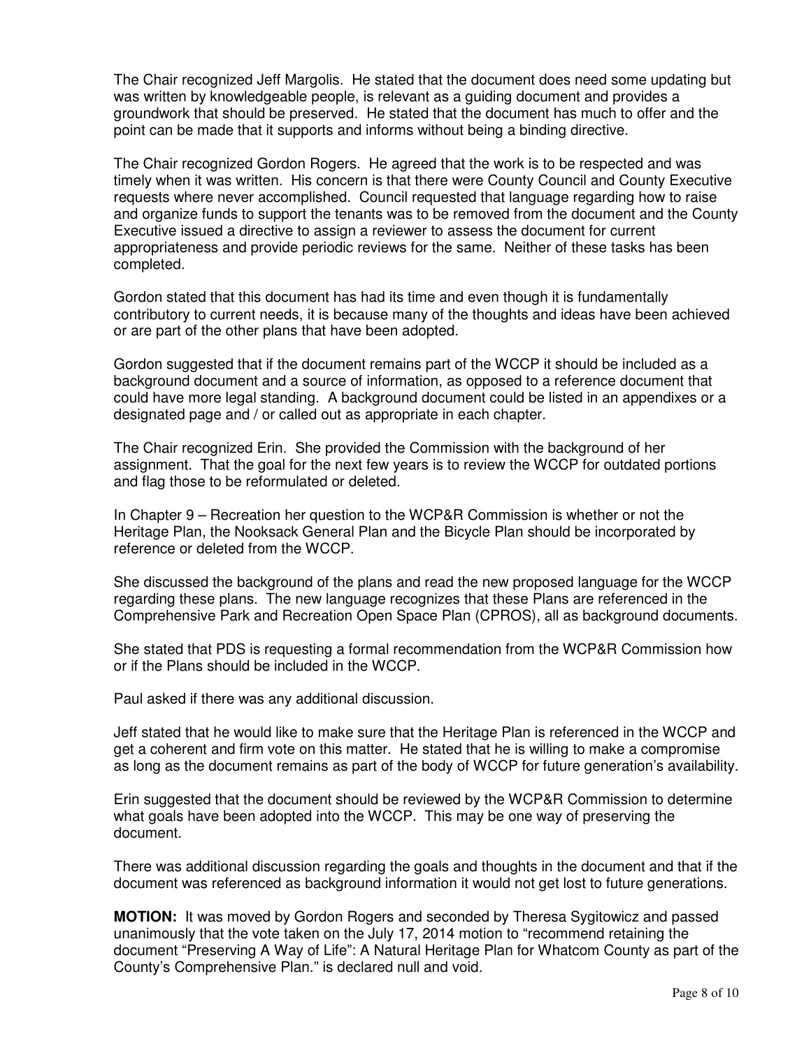The Chair recognized Jeff Margolis. He stated that the document does need some updating but was written by knowledgeable people, is relevant as a guiding document and provides a groundwork that should be preserved. He stated that the document has much to offer and the point can be made that it supports and informs without being a binding directive.

The Chair recognized Gordon Rogers. He agreed that the work is to be respected and was timely when it was written. His concern is that there were County Council and County Executive requests where never accomplished. Council requested that language regarding how to raise and organize funds to support the tenants was to be removed from the document and the County Executive issued a directive to assign a reviewer to assess the document for current appropriateness and provide periodic reviews for the same. Neither of these tasks has been completed.

Gordon stated that this document has had its time and even though it is fundamentally contributory to current needs, it is because many of the thoughts and ideas have been achieved or are part of the other plans that have been adopted.

Gordon suggested that if the document remains part of the WCCP it should be included as a background document and a source of information, as opposed to a reference document that could have more legal standing. A background document could be listed in an appendixes or a designated page and / or called out as appropriate in each chapter.

The Chair recognized Erin. She provided the Commission with the background of her assignment. That the goal for the next few years is to review the WCCP for outdated portions and flag those to be reformulated or deleted.

In Chapter 9 – Recreation her question to the WCP&R Commission is whether or not the Heritage Plan, the Nooksack General Plan and the Bicycle Plan should be incorporated by reference or deleted from the WCCP.

She discussed the background of the plans and read the new proposed language for the WCCP regarding these plans. The new language recognizes that these Plans are referenced in the Comprehensive Park and Recreation Open Space Plan (CPROS), all as background documents.

She stated that PDS is requesting a formal recommendation from the WCP&R Commission how or if the Plans should be included in the WCCP.

Paul asked if there was any additional discussion.

Jeff stated that he would like to make sure that the Heritage Plan is referenced in the WCCP and get a coherent and firm vote on this matter. He stated that he is willing to make a compromise as long as the document remains as part of the body of WCCP for future generation's availability.

Erin suggested that the document should be reviewed by the WCP&R Commission to determine what goals have been adopted into the WCCP. This may be one way of preserving the document.

There was additional discussion regarding the goals and thoughts in the document and that if the document was referenced as background information it would not get lost to future generations.

**MOTION:** It was moved by Gordon Rogers and seconded by Theresa Sygitowicz and passed unanimously that the vote taken on the July 17, 2014 motion to "recommend retaining the document "Preserving A Way of Life": A Natural Heritage Plan for Whatcom County as part of the County's Comprehensive Plan." is declared null and void.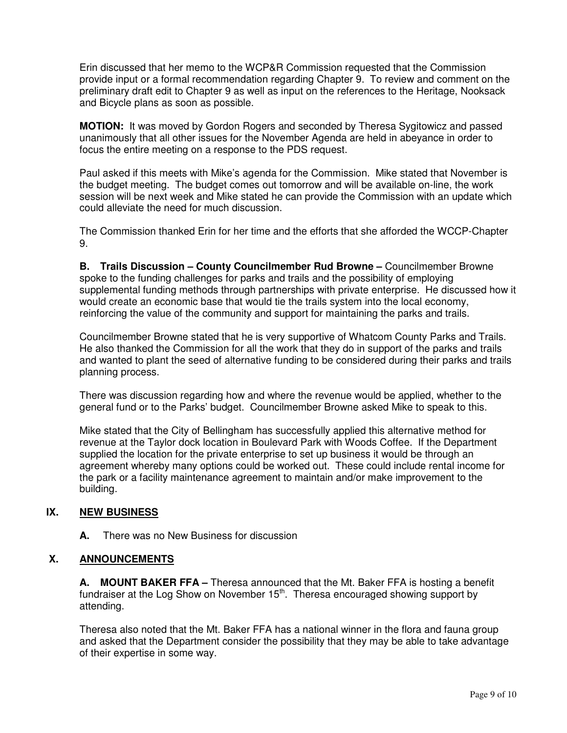Erin discussed that her memo to the WCP&R Commission requested that the Commission provide input or a formal recommendation regarding Chapter 9. To review and comment on the preliminary draft edit to Chapter 9 as well as input on the references to the Heritage, Nooksack and Bicycle plans as soon as possible.

**MOTION:** It was moved by Gordon Rogers and seconded by Theresa Sygitowicz and passed unanimously that all other issues for the November Agenda are held in abeyance in order to focus the entire meeting on a response to the PDS request.

Paul asked if this meets with Mike's agenda for the Commission. Mike stated that November is the budget meeting. The budget comes out tomorrow and will be available on-line, the work session will be next week and Mike stated he can provide the Commission with an update which could alleviate the need for much discussion.

The Commission thanked Erin for her time and the efforts that she afforded the WCCP-Chapter 9.

**B. Trails Discussion – County Councilmember Rud Browne –** Councilmember Browne spoke to the funding challenges for parks and trails and the possibility of employing supplemental funding methods through partnerships with private enterprise. He discussed how it would create an economic base that would tie the trails system into the local economy, reinforcing the value of the community and support for maintaining the parks and trails.

Councilmember Browne stated that he is very supportive of Whatcom County Parks and Trails. He also thanked the Commission for all the work that they do in support of the parks and trails and wanted to plant the seed of alternative funding to be considered during their parks and trails planning process.

There was discussion regarding how and where the revenue would be applied, whether to the general fund or to the Parks' budget. Councilmember Browne asked Mike to speak to this.

Mike stated that the City of Bellingham has successfully applied this alternative method for revenue at the Taylor dock location in Boulevard Park with Woods Coffee. If the Department supplied the location for the private enterprise to set up business it would be through an agreement whereby many options could be worked out. These could include rental income for the park or a facility maintenance agreement to maintain and/or make improvement to the building.

## IX. NEW BUSINESS

**A.** There was no New Business for discussion

## X. ANNOUNCEMENTS

**A. MOUNT BAKER FFA –** Theresa announced that the Mt. Baker FFA is hosting a benefit fundraiser at the Log Show on November 15th. Theresa encouraged showing support by attending.

Theresa also noted that the Mt. Baker FFA has a national winner in the flora and fauna group and asked that the Department consider the possibility that they may be able to take advantage of their expertise in some way.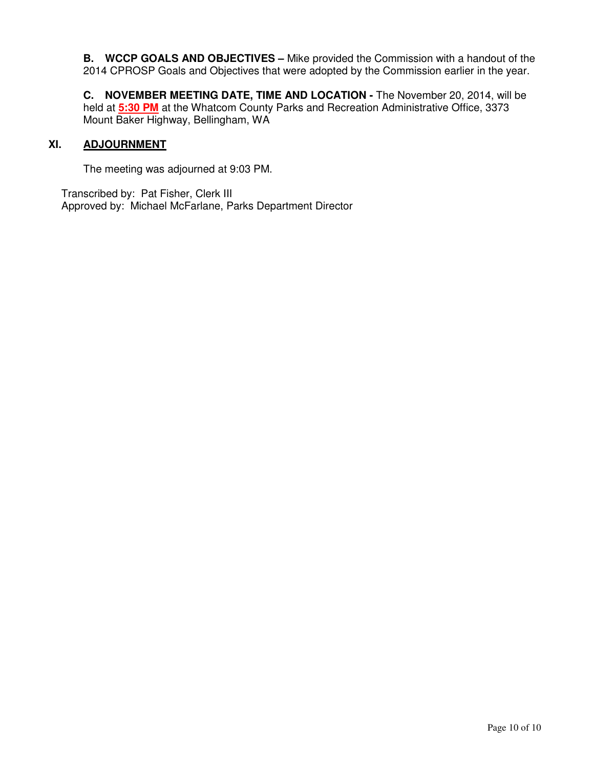**B. WCCP GOALS AND OBJECTIVES –** Mike provided the Commission with a handout of the 2014 CPROSP Goals and Objectives that were adopted by the Commission earlier in the year.

**C. NOVEMBER MEETING DATE, TIME AND LOCATION -** The November 20, 2014, will be held at **5:30 PM** at the Whatcom County Parks and Recreation Administrative Office, 3373 Mount Baker Highway, Bellingham, WA

## XI. ADJOURNMENT

The meeting was adjourned at 9:03 PM.

Transcribed by: Pat Fisher, Clerk III
Approved by: Michael McFarlane, Parks Department Director